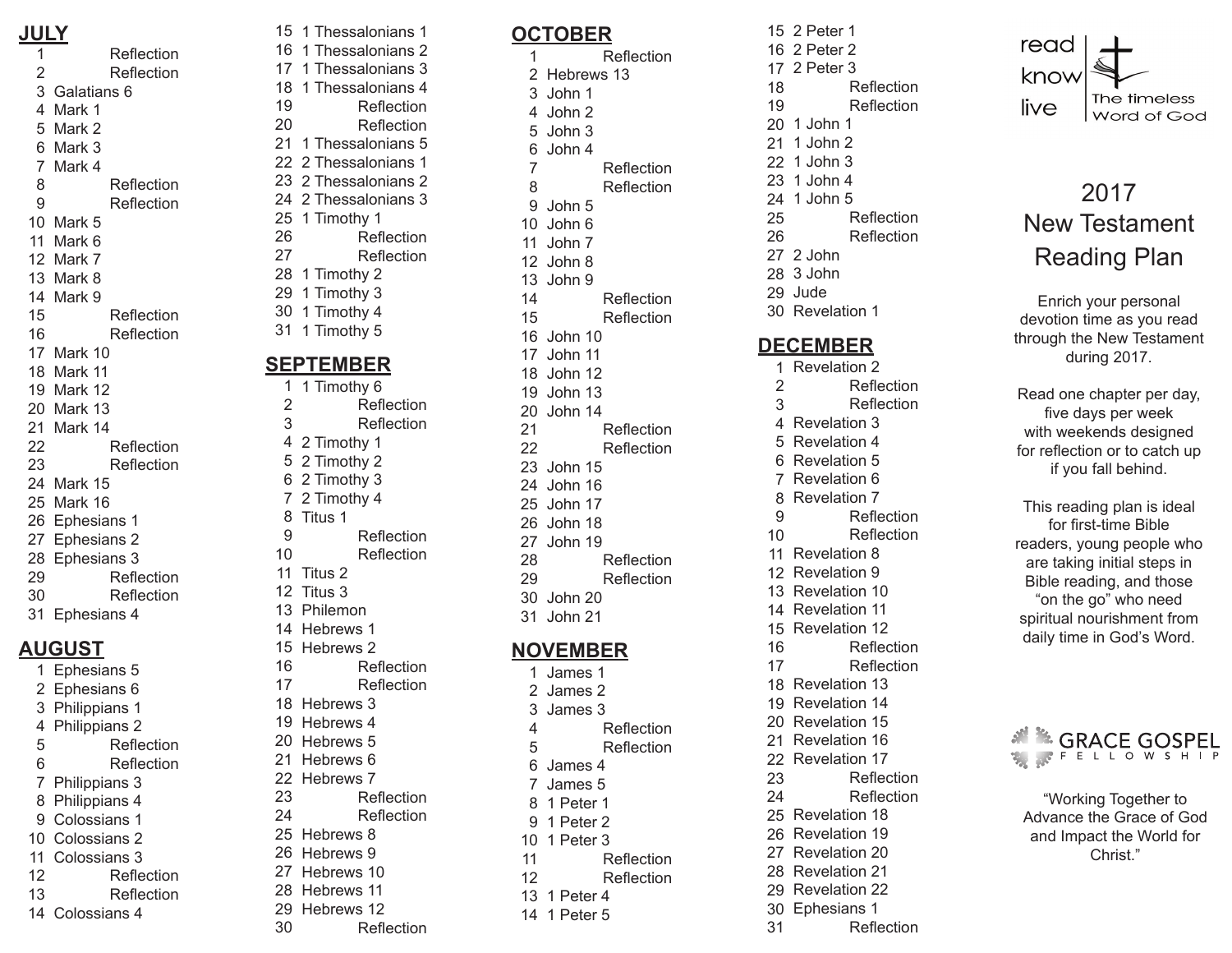## JULY

1 Reflection
2 Reflection
3 Galatians 6
4 Mark 1
5 Mark 2
6 Mark 3
7 Mark 4
8 Reflection
9 Reflection
10 Mark 5
11 Mark 6
12 Mark 7
13 Mark 8
14 Mark 9
15 Reflection
16 Reflection
17 Mark 10
18 Mark 11
19 Mark 12
20 Mark 13
21 Mark 14
22 Reflection
23 Reflection
24 Mark 15
25 Mark 16
26 Ephesians 1
27 Ephesians 2
28 Ephesians 3
29 Reflection
30 Reflection
31 Ephesians 4

## AUGUST

1 Ephesians 5
2 Ephesians 6
3 Philippians 1
4 Philippians 2
5 Reflection
6 Reflection
7 Philippians 3
8 Philippians 4
9 Colossians 1
10 Colossians 2
11 Colossians 3
12 Reflection
13 Reflection
14 Colossians 4
15 1 Thessalonians 1
16 1 Thessalonians 2
17 1 Thessalonians 3
18 1 Thessalonians 4
19 Reflection
20 Reflection
21 1 Thessalonians 5
22 2 Thessalonians 1
23 2 Thessalonians 2
24 2 Thessalonians 3
25 1 Timothy 1
26 Reflection
27 Reflection
28 1 Timothy 2
29 1 Timothy 3
30 1 Timothy 4
31 1 Timothy 5

## SEPTEMBER

1 1 Timothy 6
2 Reflection
3 Reflection
4 2 Timothy 1
5 2 Timothy 2
6 2 Timothy 3
7 2 Timothy 4
8 Titus 1
9 Reflection
10 Reflection
11 Titus 2
12 Titus 3
13 Philemon
14 Hebrews 1
15 Hebrews 2
16 Reflection
17 Reflection
18 Hebrews 3
19 Hebrews 4
20 Hebrews 5
21 Hebrews 6
22 Hebrews 7
23 Reflection
24 Reflection
25 Hebrews 8
26 Hebrews 9
27 Hebrews 10
28 Hebrews 11
29 Hebrews 12
30 Reflection

## OCTOBER

1 Reflection
2 Hebrews 13
3 John 1
4 John 2
5 John 3
6 John 4
7 Reflection
8 Reflection
9 John 5
10 John 6
11 John 7
12 John 8
13 John 9
14 Reflection
15 Reflection
16 John 10
17 John 11
18 John 12
19 John 13
20 John 14
21 Reflection
22 Reflection
23 John 15
24 John 16
25 John 17
26 John 18
27 John 19
28 Reflection
29 Reflection
30 John 20
31 John 21

## NOVEMBER

1 James 1
2 James 2
3 James 3
4 Reflection
5 Reflection
6 James 4
7 James 5
8 1 Peter 1
9 1 Peter 2
10 1 Peter 3
11 Reflection
12 Reflection
13 1 Peter 4
14 1 Peter 5
15 2 Peter 1
16 2 Peter 2
17 2 Peter 3
18 Reflection
19 Reflection
20 1 John 1
21 1 John 2
22 1 John 3
23 1 John 4
24 1 John 5
25 Reflection
26 Reflection
27 2 John
28 3 John
29 Jude
30 Revelation 1

## DECEMBER

1 Revelation 2
2 Reflection
3 Reflection
4 Revelation 3
5 Revelation 4
6 Revelation 5
7 Revelation 6
8 Revelation 7
9 Reflection
10 Reflection
11 Revelation 8
12 Revelation 9
13 Revelation 10
14 Revelation 11
15 Revelation 12
16 Reflection
17 Reflection
18 Revelation 13
19 Revelation 14
20 Revelation 15
21 Revelation 16
22 Revelation 17
23 Reflection
24 Reflection
25 Revelation 18
26 Revelation 19
27 Revelation 20
28 Revelation 21
29 Revelation 22
30 Ephesians 1
31 Reflection

read know live | The timeless Word of God

# 2017 New Testament Reading Plan

Enrich your personal devotion time as you read through the New Testament during 2017.

Read one chapter per day, five days per week with weekends designed for reflection or to catch up if you fall behind.

This reading plan is ideal for first-time Bible readers, young people who are taking initial steps in Bible reading, and those "on the go" who need spiritual nourishment from daily time in God's Word.

GRACE GOSPEL FELLOWSHIP

"Working Together to Advance the Grace of God and Impact the World for Christ."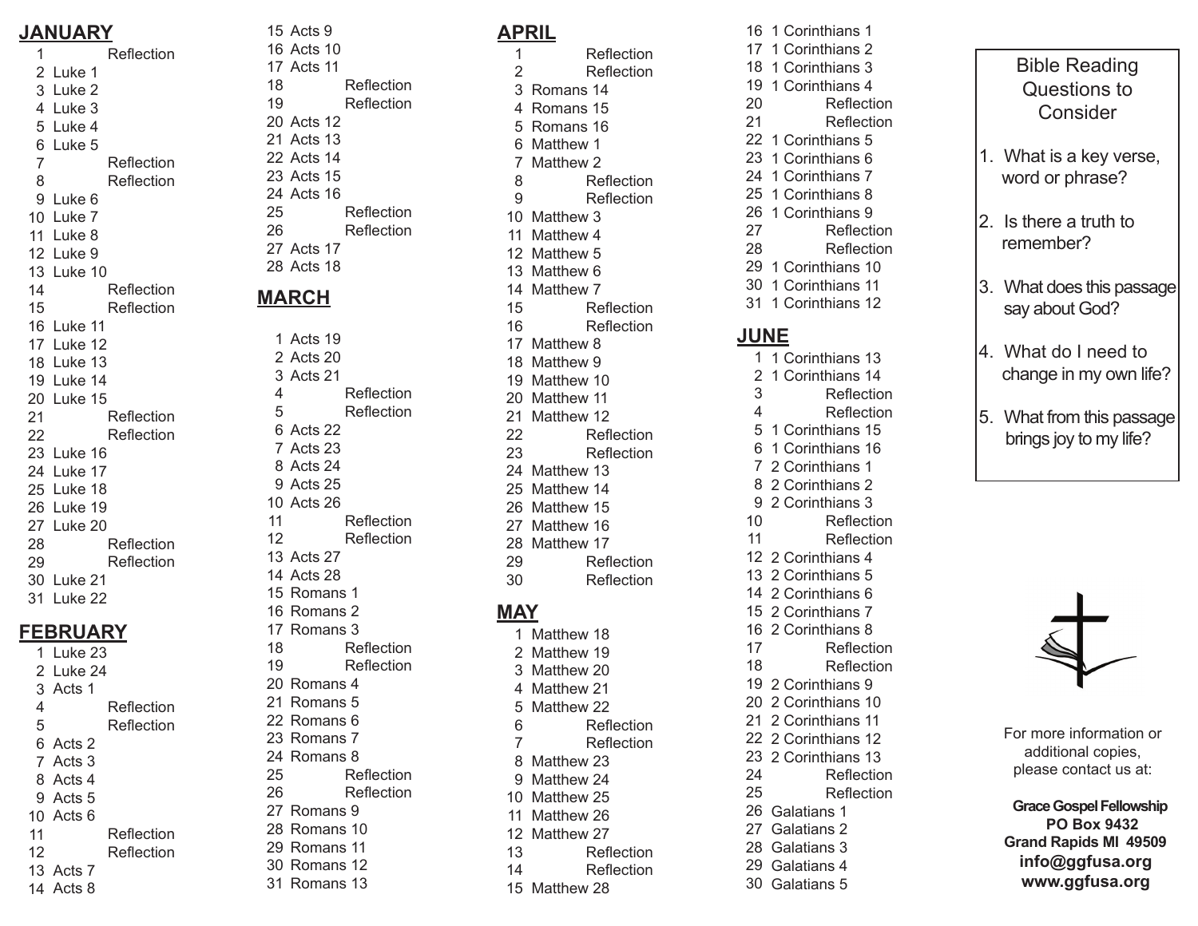## JANUARY

1 Reflection
2 Luke 1
3 Luke 2
4 Luke 3
5 Luke 4
6 Luke 5
7 Reflection
8 Reflection
9 Luke 6
10 Luke 7
11 Luke 8
12 Luke 9
13 Luke 10
14 Reflection
15 Reflection
16 Luke 11
17 Luke 12
18 Luke 13
19 Luke 14
20 Luke 15
21 Reflection
22 Reflection
23 Luke 16
24 Luke 17
25 Luke 18
26 Luke 19
27 Luke 20
28 Reflection
29 Reflection
30 Luke 21
31 Luke 22

## FEBRUARY

1 Luke 23
2 Luke 24
3 Acts 1
4 Reflection
5 Reflection
6 Acts 2
7 Acts 3
8 Acts 4
9 Acts 5
10 Acts 6
11 Reflection
12 Reflection
13 Acts 7
14 Acts 8
15 Acts 9
16 Acts 10
17 Acts 11
18 Reflection
19 Reflection
20 Acts 12
21 Acts 13
22 Acts 14
23 Acts 15
24 Acts 16
25 Reflection
26 Reflection
27 Acts 17
28 Acts 18

## MARCH

1 Acts 19
2 Acts 20
3 Acts 21
4 Reflection
5 Reflection
6 Acts 22
7 Acts 23
8 Acts 24
9 Acts 25
10 Acts 26
11 Reflection
12 Reflection
13 Acts 27
14 Acts 28
15 Romans 1
16 Romans 2
17 Romans 3
18 Reflection
19 Reflection
20 Romans 4
21 Romans 5
22 Romans 6
23 Romans 7
24 Romans 8
25 Reflection
26 Reflection
27 Romans 9
28 Romans 10
29 Romans 11
30 Romans 12
31 Romans 13

## APRIL

1 Reflection
2 Reflection
3 Romans 14
4 Romans 15
5 Romans 16
6 Matthew 1
7 Matthew 2
8 Reflection
9 Reflection
10 Matthew 3
11 Matthew 4
12 Matthew 5
13 Matthew 6
14 Matthew 7
15 Reflection
16 Reflection
17 Matthew 8
18 Matthew 9
19 Matthew 10
20 Matthew 11
21 Matthew 12
22 Reflection
23 Reflection
24 Matthew 13
25 Matthew 14
26 Matthew 15
27 Matthew 16
28 Matthew 17
29 Reflection
30 Reflection

## MAY

1 Matthew 18
2 Matthew 19
3 Matthew 20
4 Matthew 21
5 Matthew 22
6 Reflection
7 Reflection
8 Matthew 23
9 Matthew 24
10 Matthew 25
11 Matthew 26
12 Matthew 27
13 Reflection
14 Reflection
15 Matthew 28
16 1 Corinthians 1
17 1 Corinthians 2
18 1 Corinthians 3
19 1 Corinthians 4
20 Reflection
21 Reflection
22 1 Corinthians 5
23 1 Corinthians 6
24 1 Corinthians 7
25 1 Corinthians 8
26 1 Corinthians 9
27 Reflection
28 Reflection
29 1 Corinthians 10
30 1 Corinthians 11
31 1 Corinthians 12

## JUNE

1 1 Corinthians 13
2 1 Corinthians 14
3 Reflection
4 Reflection
5 1 Corinthians 15
6 1 Corinthians 16
7 2 Corinthians 1
8 2 Corinthians 2
9 2 Corinthians 3
10 Reflection
11 Reflection
12 2 Corinthians 4
13 2 Corinthians 5
14 2 Corinthians 6
15 2 Corinthians 7
16 2 Corinthians 8
17 Reflection
18 Reflection
19 2 Corinthians 9
20 2 Corinthians 10
21 2 Corinthians 11
22 2 Corinthians 12
23 2 Corinthians 13
24 Reflection
25 Reflection
26 Galatians 1
27 Galatians 2
28 Galatians 3
29 Galatians 4
30 Galatians 5

## Bible Reading Questions to Consider

1. What is a key verse, word or phrase?
2. Is there a truth to remember?
3. What does this passage say about God?
4. What do I need to change in my own life?
5. What from this passage brings joy to my life?

For more information or additional copies, please contact us at:

**Grace Gospel Fellowship**
**PO Box 9432**
**Grand Rapids MI 49509**
**info@ggfusa.org**
**www.ggfusa.org**